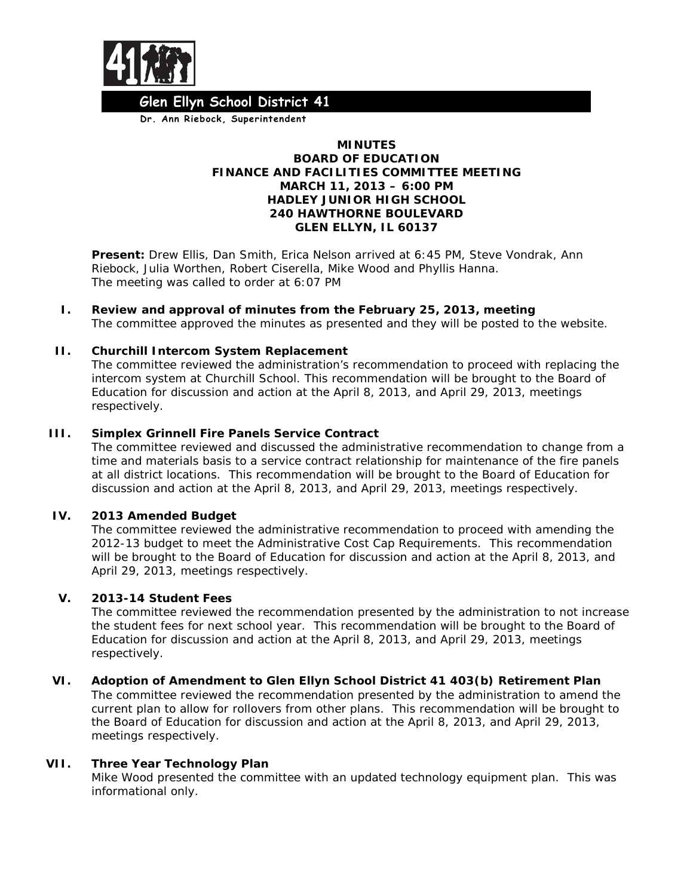**Glen Ellyn School District 41**

**Dr. Ann Riebock, Superintendent**

**MINUTES**
**BOARD OF EDUCATION**
**FINANCE AND FACILITIES COMMITTEE MEETING**
**MARCH 11, 2013 – 6:00 PM**
**HADLEY JUNIOR HIGH SCHOOL**
**240 HAWTHORNE BOULEVARD**
**GLEN ELLYN, IL 60137**

**Present:** Drew Ellis, Dan Smith, Erica Nelson arrived at 6:45 PM, Steve Vondrak, Ann Riebock, Julia Worthen, Robert Ciserella, Mike Wood and Phyllis Hanna.
The meeting was called to order at 6:07 PM

**I. Review and approval of minutes from the February 25, 2013, meeting**
The committee approved the minutes as presented and they will be posted to the website.

**II. Churchill Intercom System Replacement**
The committee reviewed the administration's recommendation to proceed with replacing the intercom system at Churchill School. This recommendation will be brought to the Board of Education for discussion and action at the April 8, 2013, and April 29, 2013, meetings respectively.

**III. Simplex Grinnell Fire Panels Service Contract**
The committee reviewed and discussed the administrative recommendation to change from a time and materials basis to a service contract relationship for maintenance of the fire panels at all district locations. This recommendation will be brought to the Board of Education for discussion and action at the April 8, 2013, and April 29, 2013, meetings respectively.

**IV. 2013 Amended Budget**
The committee reviewed the administrative recommendation to proceed with amending the 2012-13 budget to meet the Administrative Cost Cap Requirements. This recommendation will be brought to the Board of Education for discussion and action at the April 8, 2013, and April 29, 2013, meetings respectively.

**V. 2013-14 Student Fees**
The committee reviewed the recommendation presented by the administration to not increase the student fees for next school year. This recommendation will be brought to the Board of Education for discussion and action at the April 8, 2013, and April 29, 2013, meetings respectively.

**VI. Adoption of Amendment to Glen Ellyn School District 41 403(b) Retirement Plan**
The committee reviewed the recommendation presented by the administration to amend the current plan to allow for rollovers from other plans. This recommendation will be brought to the Board of Education for discussion and action at the April 8, 2013, and April 29, 2013, meetings respectively.

**VII. Three Year Technology Plan**
Mike Wood presented the committee with an updated technology equipment plan. This was informational only.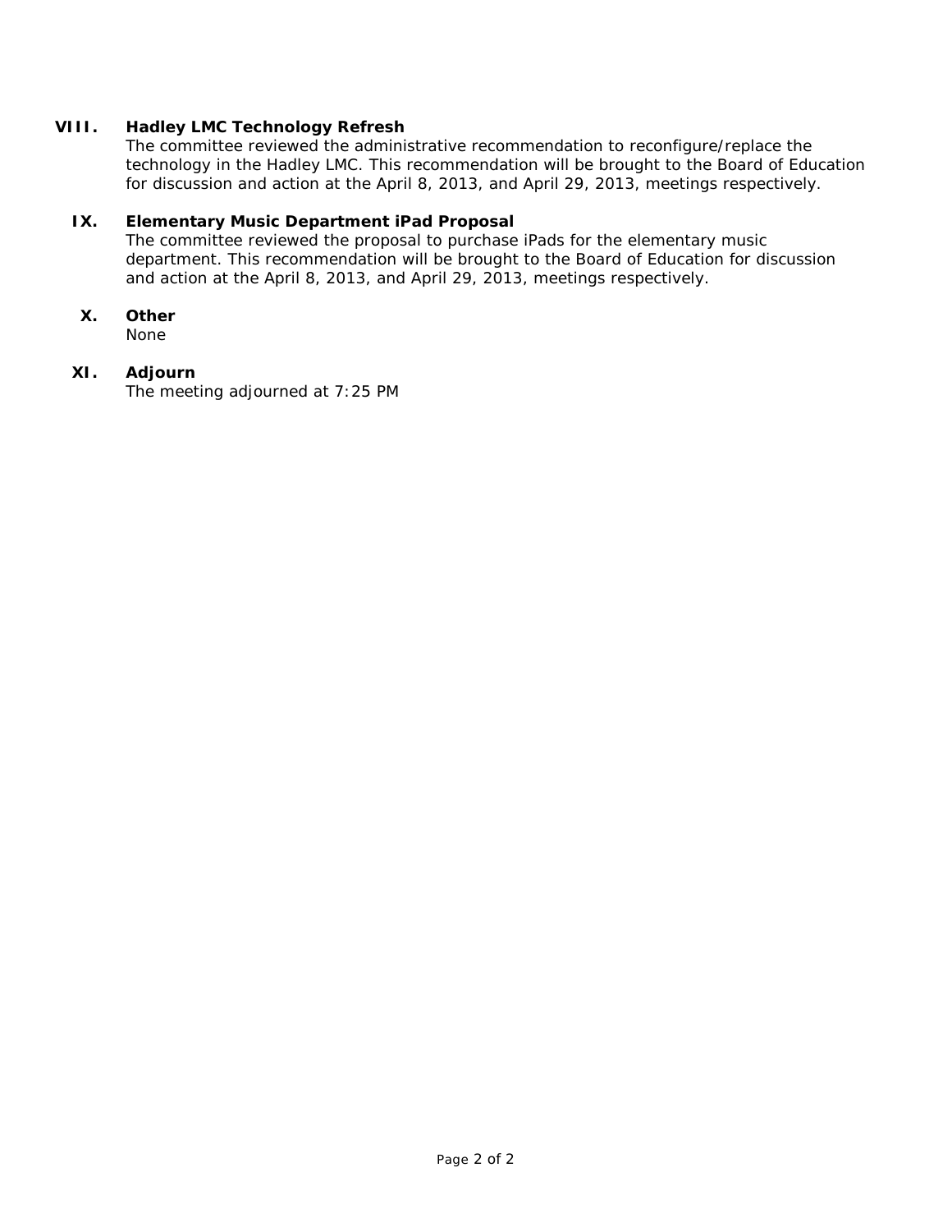**VIII. Hadley LMC Technology Refresh**

The committee reviewed the administrative recommendation to reconfigure/replace the technology in the Hadley LMC. This recommendation will be brought to the Board of Education for discussion and action at the April 8, 2013, and April 29, 2013, meetings respectively.

**IX. Elementary Music Department iPad Proposal**

The committee reviewed the proposal to purchase iPads for the elementary music department. This recommendation will be brought to the Board of Education for discussion and action at the April 8, 2013, and April 29, 2013, meetings respectively.

**X. Other**

None

**XI. Adjourn**

The meeting adjourned at 7:25 PM